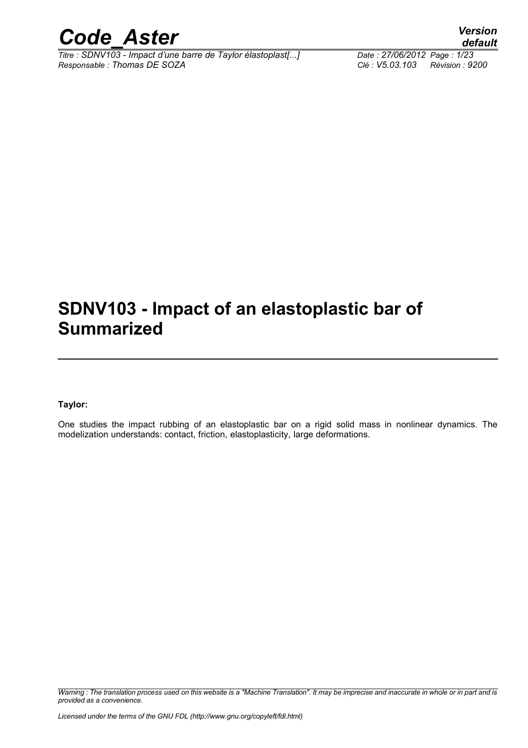# SDNV103 - Impact of an elastoplastic bar of Summarized

**Taylor:**

One studies the impact rubbing of an elastoplastic bar on a rigid solid mass in nonlinear dynamics. The modelization understands: contact, friction, elastoplasticity, large deformations.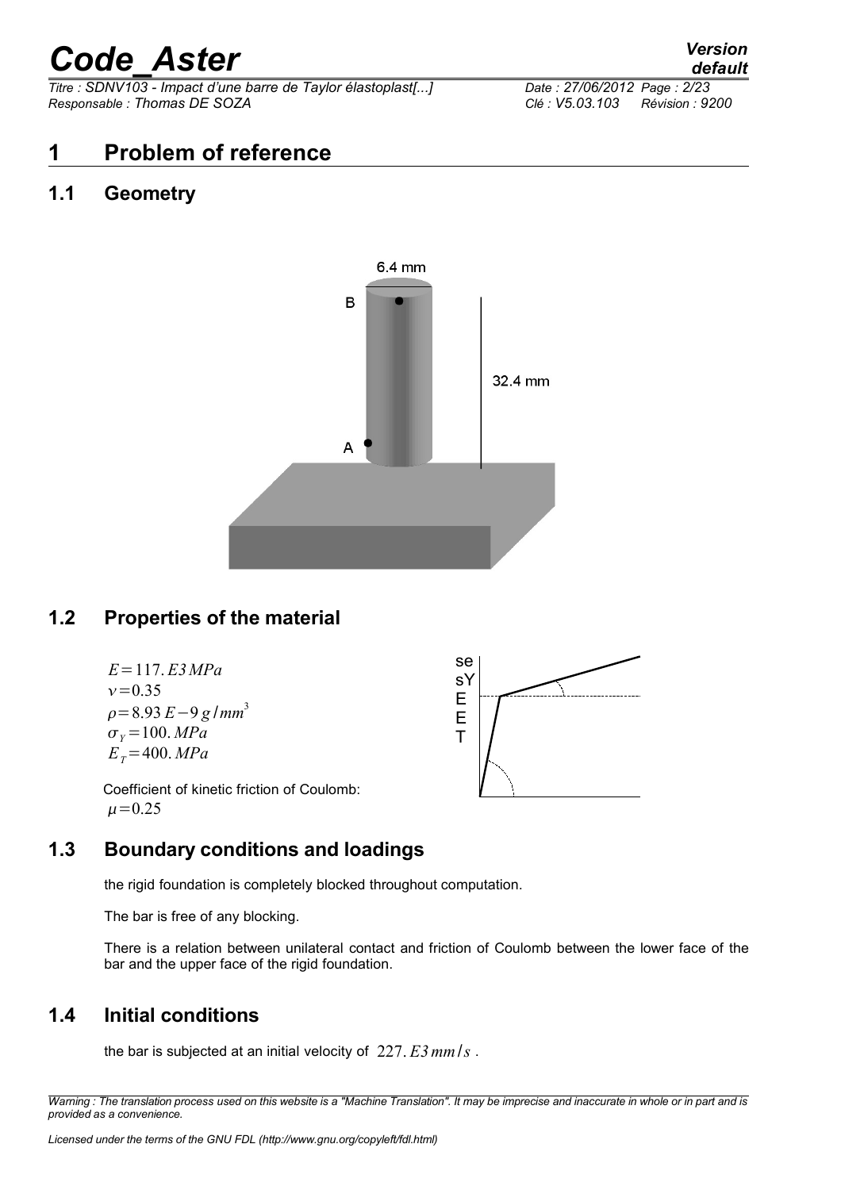# 1 Problem of reference

## 1.1 Geometry

6.4 mm

B

32.4 mm

A

## 1.2 Properties of the material

$E = 117.E3\,MPa$

$\nu = 0.35$

$\rho = 8.93\,E-9\,g/mm^3$

$\sigma_Y = 100.\,MPa$

$E_T = 400.\,MPa$

Coefficient of kinetic friction of Coulomb:
$\mu = 0.25$

## 1.3 Boundary conditions and loadings

the rigid foundation is completely blocked throughout computation.

The bar is free of any blocking.

There is a relation between unilateral contact and friction of Coulomb between the lower face of the bar and the upper face of the rigid foundation.

## 1.4 Initial conditions

the bar is subjected at an initial velocity of $227.\,E3\,mm/s$.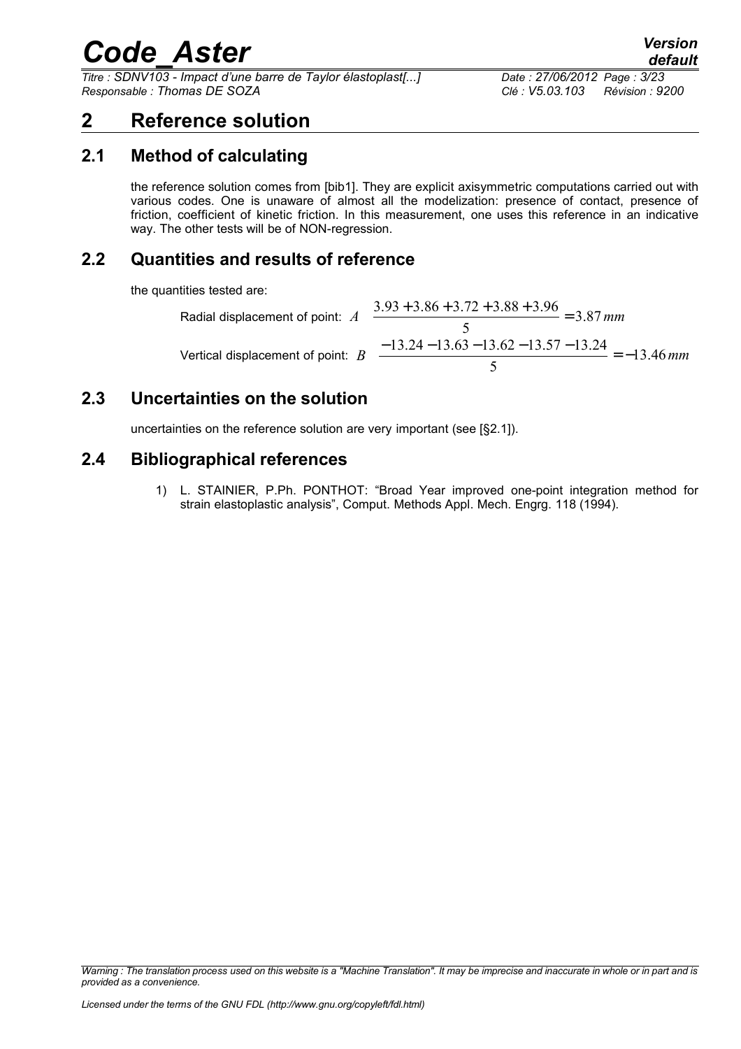# 2 Reference solution

## 2.1 Method of calculating

the reference solution comes from [bib1]. They are explicit axisymmetric computations carried out with various codes. One is unaware of almost all the modelization: presence of contact, presence of friction, coefficient of kinetic friction. In this measurement, one uses this reference in an indicative way. The other tests will be of NON-regression.

## 2.2 Quantities and results of reference

the quantities tested are:

Radial displacement of point: $A$ $\quad \dfrac{3.93+3.86+3.72+3.88+3.96}{5}=3.87\,mm$

Vertical displacement of point: $B$ $\quad \dfrac{-13.24-13.63-13.62-13.57-13.24}{5}=-13.46\,mm$

## 2.3 Uncertainties on the solution

uncertainties on the reference solution are very important (see [§2.1]).

## 2.4 Bibliographical references

1) L. STAINIER, P.Ph. PONTHOT: "Broad Year improved one-point integration method for strain elastoplastic analysis", Comput. Methods Appl. Mech. Engrg. 118 (1994).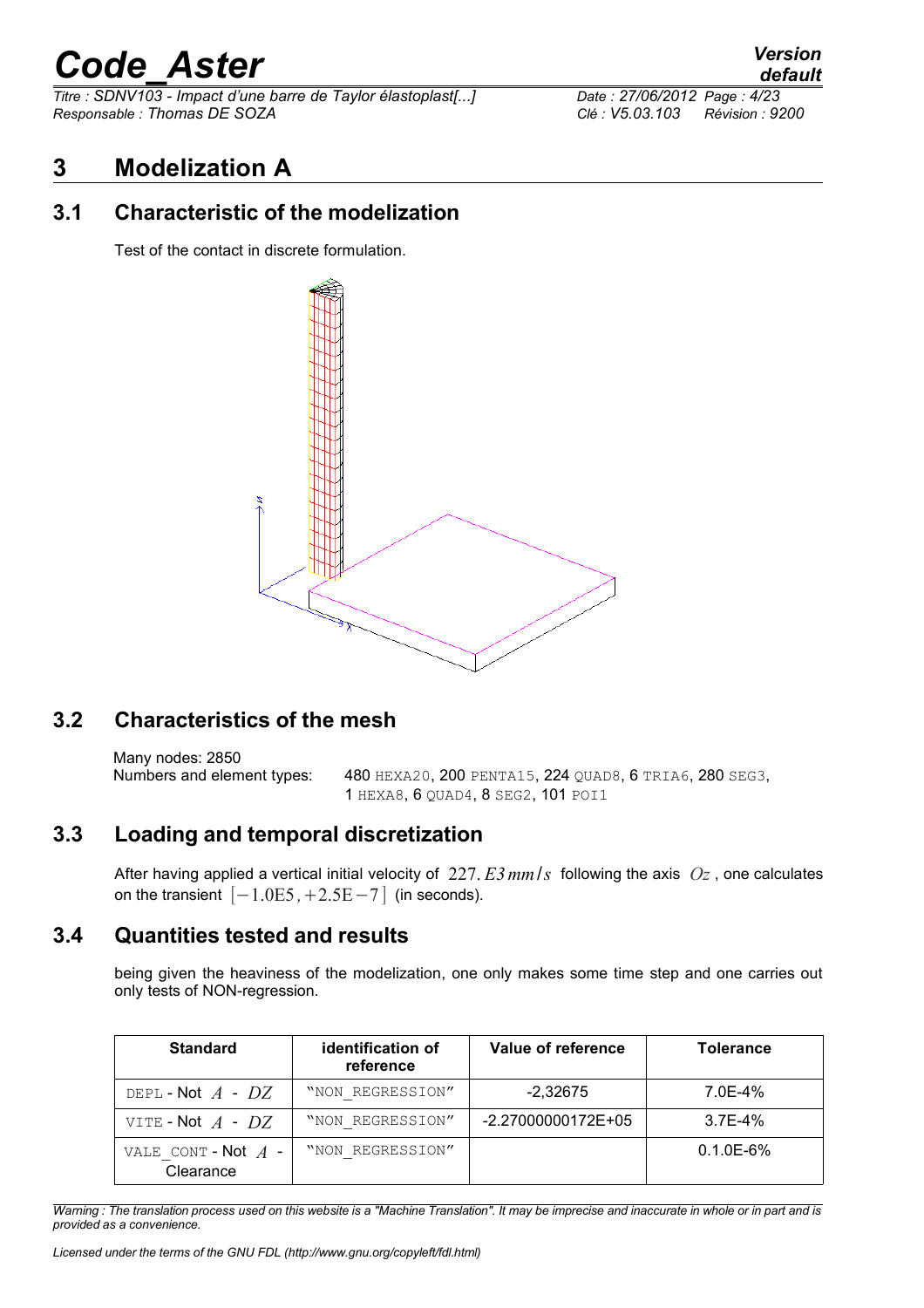# 3 Modelization A

## 3.1 Characteristic of the modelization

Test of the contact in discrete formulation.

## 3.2 Characteristics of the mesh

Many nodes: 2850

Numbers and element types: 480 HEXA20, 200 PENTA15, 224 QUAD8, 6 TRIA6, 280 SEG3, 1 HEXA8, 6 QUAD4, 8 SEG2, 101 POI1

## 3.3 Loading and temporal discretization

After having applied a vertical initial velocity of $227.E3\,mm/s$ following the axis $Oz$, one calculates on the transient $[-1.0E5, +2.5E-7]$ (in seconds).

## 3.4 Quantities tested and results

being given the heaviness of the modelization, one only makes some time step and one carries out only tests of NON-regression.

| Standard | identification of reference | Value of reference | Tolerance |
|---|---|---|---|
| DEPL - Not $A$ - $DZ$ | "NON_REGRESSION" | -2,32675 | 7.0E-4% |
| VITE - Not $A$ - $DZ$ | "NON_REGRESSION" | -2.27000000172E+05 | 3.7E-4% |
| VALE_CONT - Not $A$ - Clearance | "NON_REGRESSION" | | 0.1.0E-6% |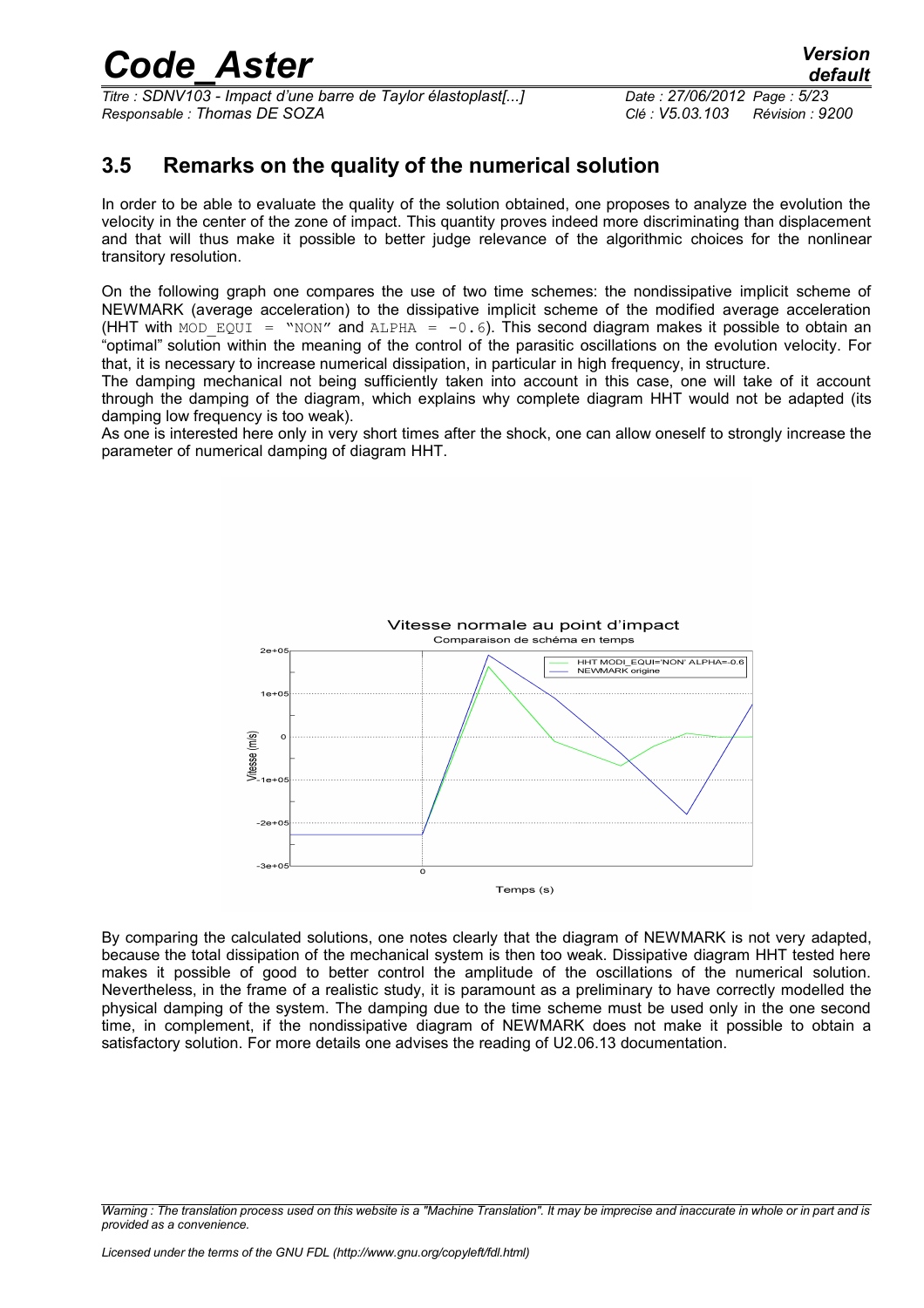## 3.5 Remarks on the quality of the numerical solution

In order to be able to evaluate the quality of the solution obtained, one proposes to analyze the evolution the velocity in the center of the zone of impact. This quantity proves indeed more discriminating than displacement and that will thus make it possible to better judge relevance of the algorithmic choices for the nonlinear transitory resolution.

On the following graph one compares the use of two time schemes: the nondissipative implicit scheme of NEWMARK (average acceleration) to the dissipative implicit scheme of the modified average acceleration (HHT with `MOD_EQUI = "NON"` and `ALPHA = -0.6`). This second diagram makes it possible to obtain an "optimal" solution within the meaning of the control of the parasitic oscillations on the evolution velocity. For that, it is necessary to increase numerical dissipation, in particular in high frequency, in structure.
The damping mechanical not being sufficiently taken into account in this case, one will take of it account through the damping of the diagram, which explains why complete diagram HHT would not be adapted (its damping low frequency is too weak).
As one is interested here only in very short times after the shock, one can allow oneself to strongly increase the parameter of numerical damping of diagram HHT.

By comparing the calculated solutions, one notes clearly that the diagram of NEWMARK is not very adapted, because the total dissipation of the mechanical system is then too weak. Dissipative diagram HHT tested here makes it possible of good to better control the amplitude of the oscillations of the numerical solution. Nevertheless, in the frame of a realistic study, it is paramount as a preliminary to have correctly modelled the physical damping of the system. The damping due to the time scheme must be used only in the one second time, in complement, if the nondissipative diagram of NEWMARK does not make it possible to obtain a satisfactory solution. For more details one advises the reading of U2.06.13 documentation.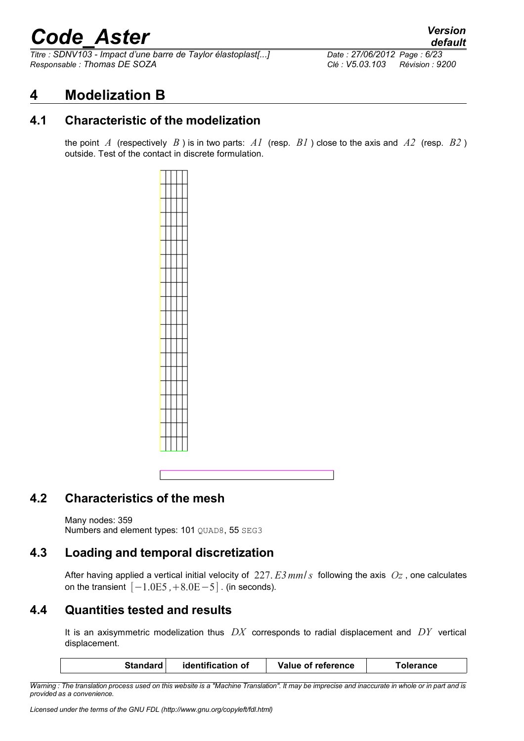# 4 Modelization B

## 4.1 Characteristic of the modelization

the point $A$ (respectively $B$ ) is in two parts: $A1$ (resp. $B1$ ) close to the axis and $A2$ (resp. $B2$ ) outside. Test of the contact in discrete formulation.

## 4.2 Characteristics of the mesh

Many nodes: 359
Numbers and element types: 101 QUAD8, 55 SEG3

## 4.3 Loading and temporal discretization

After having applied a vertical initial velocity of $227. E3\,mm/s$ following the axis $Oz$ , one calculates on the transient $[-1.0\text{E}5, +8.0\text{E}-5]$ . (in seconds).

## 4.4 Quantities tested and results

It is an axisymmetric modelization thus $DX$ corresponds to radial displacement and $DY$ vertical displacement.

| Standard | identification of | Value of reference | Tolerance |
|---|---|---|---|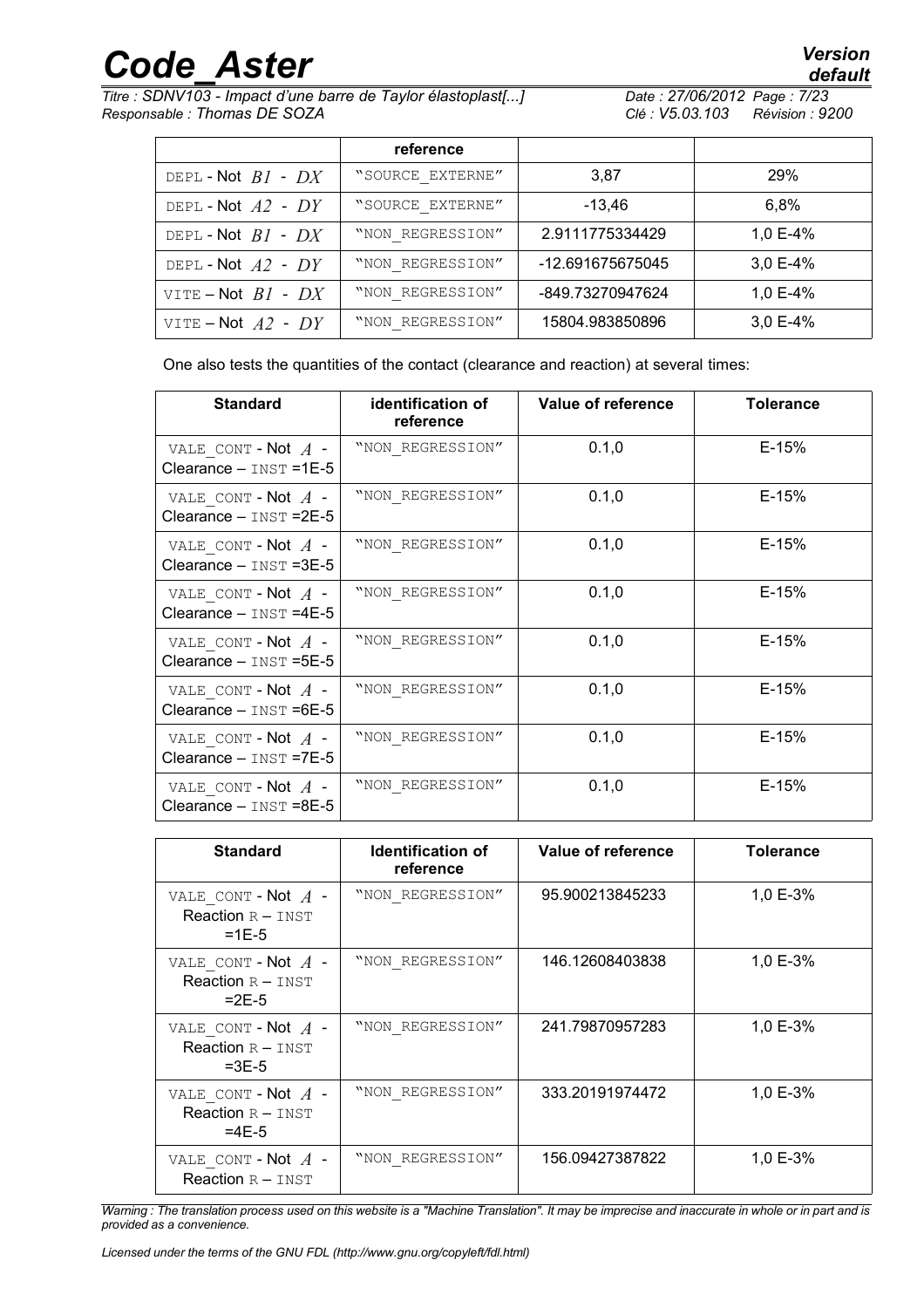| | reference | | |
|---|---|---|---|
| DEPL - Not $B1$ - $DX$ | "SOURCE_EXTERNE" | 3,87 | 29% |
| DEPL - Not $A2$ - $DY$ | "SOURCE_EXTERNE" | -13,46 | 6,8% |
| DEPL - Not $B1$ - $DX$ | "NON_REGRESSION" | 2.9111775334429 | 1,0 E-4% |
| DEPL - Not $A2$ - $DY$ | "NON_REGRESSION" | -12.691675675045 | 3,0 E-4% |
| VITE – Not $B1$ - $DX$ | "NON_REGRESSION" | -849.73270947624 | 1,0 E-4% |
| VITE – Not $A2$ - $DY$ | "NON_REGRESSION" | 15804.983850896 | 3,0 E-4% |

One also tests the quantities of the contact (clearance and reaction) at several times:

| Standard | identification of reference | Value of reference | Tolerance |
|---|---|---|---|
| VALE_CONT - Not $A$ - Clearance – INST =1E-5 | "NON_REGRESSION" | 0.1,0 | E-15% |
| VALE_CONT - Not $A$ - Clearance – INST =2E-5 | "NON_REGRESSION" | 0.1,0 | E-15% |
| VALE_CONT - Not $A$ - Clearance – INST =3E-5 | "NON_REGRESSION" | 0.1,0 | E-15% |
| VALE_CONT - Not $A$ - Clearance – INST =4E-5 | "NON_REGRESSION" | 0.1,0 | E-15% |
| VALE_CONT - Not $A$ - Clearance – INST =5E-5 | "NON_REGRESSION" | 0.1,0 | E-15% |
| VALE_CONT - Not $A$ - Clearance – INST =6E-5 | "NON_REGRESSION" | 0.1,0 | E-15% |
| VALE_CONT - Not $A$ - Clearance – INST =7E-5 | "NON_REGRESSION" | 0.1,0 | E-15% |
| VALE_CONT - Not $A$ - Clearance – INST =8E-5 | "NON_REGRESSION" | 0.1,0 | E-15% |

| Standard | Identification of reference | Value of reference | Tolerance |
|---|---|---|---|
| VALE_CONT - Not $A$ - Reaction R – INST =1E-5 | "NON_REGRESSION" | 95.900213845233 | 1,0 E-3% |
| VALE_CONT - Not $A$ - Reaction R – INST =2E-5 | "NON_REGRESSION" | 146.12608403838 | 1,0 E-3% |
| VALE_CONT - Not $A$ - Reaction R – INST =3E-5 | "NON_REGRESSION" | 241.79870957283 | 1,0 E-3% |
| VALE_CONT - Not $A$ - Reaction R – INST =4E-5 | "NON_REGRESSION" | 333.20191974472 | 1,0 E-3% |
| VALE_CONT - Not $A$ - Reaction R – INST | "NON_REGRESSION" | 156.09427387822 | 1,0 E-3% |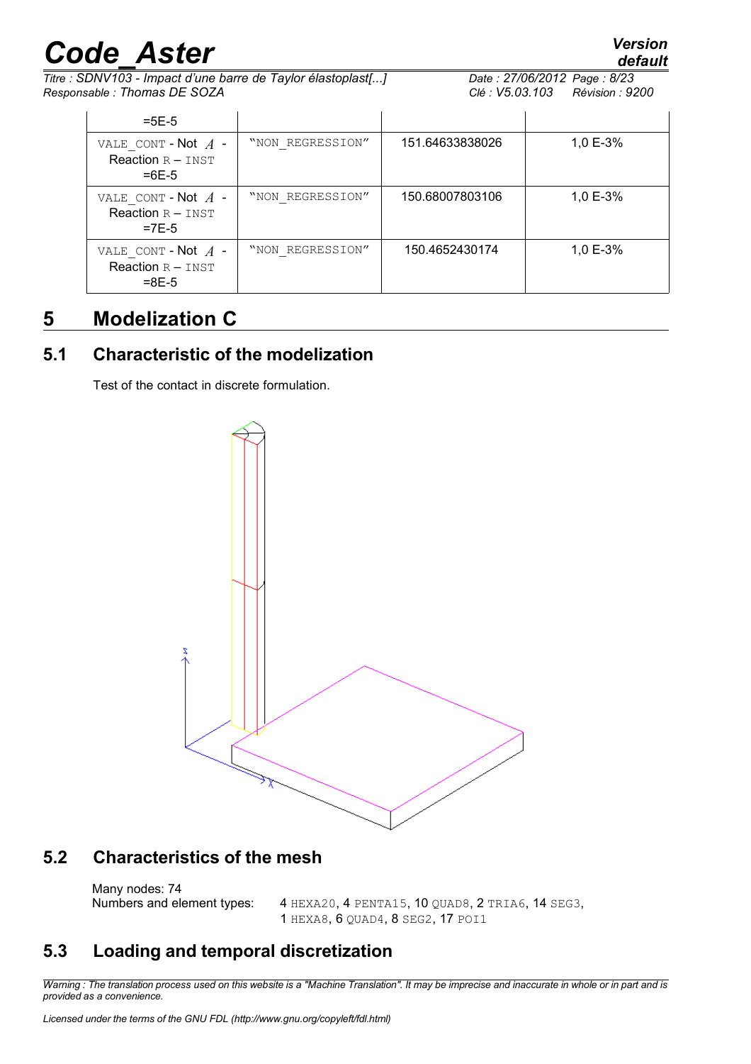| =5E-5 | | | |
|---|---|---|---|
| VALE_CONT - Not $A$ - Reaction R – INST =6E-5 | "NON_REGRESSION" | 151.64633838026 | 1,0 E-3% |
| VALE_CONT - Not $A$ - Reaction R – INST =7E-5 | "NON_REGRESSION" | 150.68007803106 | 1,0 E-3% |
| VALE_CONT - Not $A$ - Reaction R – INST =8E-5 | "NON_REGRESSION" | 150.4652430174 | 1,0 E-3% |

# 5 Modelization C

## 5.1 Characteristic of the modelization

Test of the contact in discrete formulation.

## 5.2 Characteristics of the mesh

Many nodes: 74

Numbers and element types: 4 HEXA20, 4 PENTA15, 10 QUAD8, 2 TRIA6, 14 SEG3, 1 HEXA8, 6 QUAD4, 8 SEG2, 17 POI1

## 5.3 Loading and temporal discretization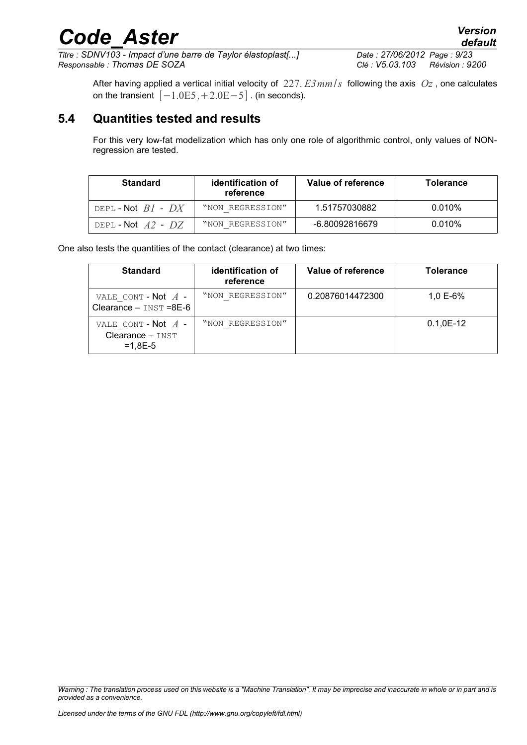After having applied a vertical initial velocity of $227. E3 mm/s$ following the axis $Oz$, one calculates on the transient $[-1.0E5, +2.0E-5]$. (in seconds).

## 5.4 Quantities tested and results

For this very low-fat modelization which has only one role of algorithmic control, only values of NON-regression are tested.

| Standard | identification of reference | Value of reference | Tolerance |
|---|---|---|---|
| DEPL - Not $B1$ - $DX$ | "NON_REGRESSION" | 1.51757030882 | 0.010% |
| DEPL - Not $A2$ - $DZ$ | "NON_REGRESSION" | -6.80092816679 | 0.010% |

One also tests the quantities of the contact (clearance) at two times:

| Standard | identification of reference | Value of reference | Tolerance |
|---|---|---|---|
| VALE_CONT - Not $A$ - Clearance – INST =8E-6 | "NON_REGRESSION" | 0.20876014472300 | 1,0 E-6% |
| VALE_CONT - Not $A$ - Clearance – INST =1,8E-5 | "NON_REGRESSION" | | 0.1,0E-12 |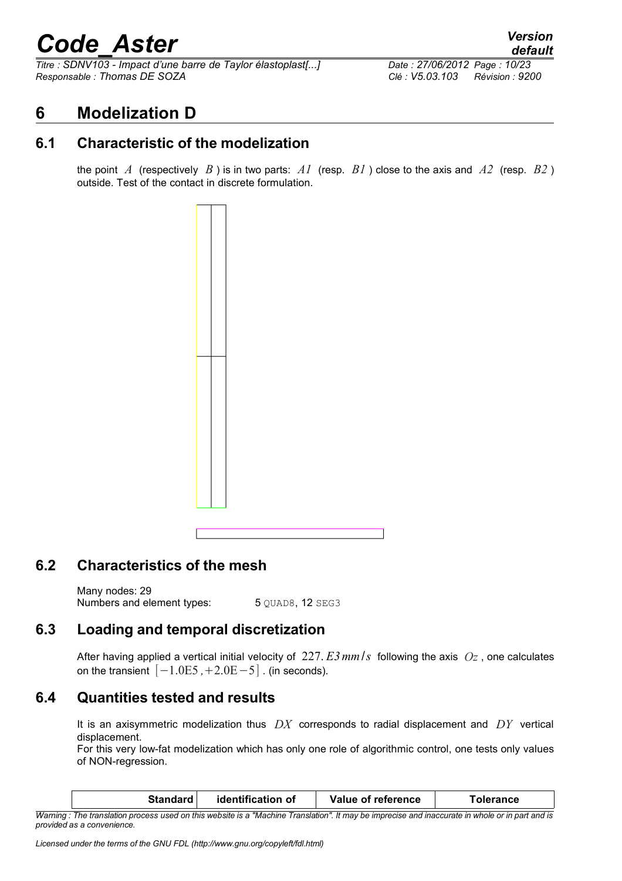# 6 Modelization D

## 6.1 Characteristic of the modelization

the point $A$ (respectively $B$ ) is in two parts: $A1$ (resp. $B1$ ) close to the axis and $A2$ (resp. $B2$ ) outside. Test of the contact in discrete formulation.

## 6.2 Characteristics of the mesh

Many nodes: 29
Numbers and element types: 5 QUAD8, 12 SEG3

## 6.3 Loading and temporal discretization

After having applied a vertical initial velocity of $227.E3\,mm/s$ following the axis $Oz$ , one calculates on the transient $[-1.0E5,+2.0E-5]$ . (in seconds).

## 6.4 Quantities tested and results

It is an axisymmetric modelization thus $DX$ corresponds to radial displacement and $DY$ vertical displacement.
For this very low-fat modelization which has only one role of algorithmic control, one tests only values of NON-regression.

| Standard | identification of | Value of reference | Tolerance |
|---|---|---|---|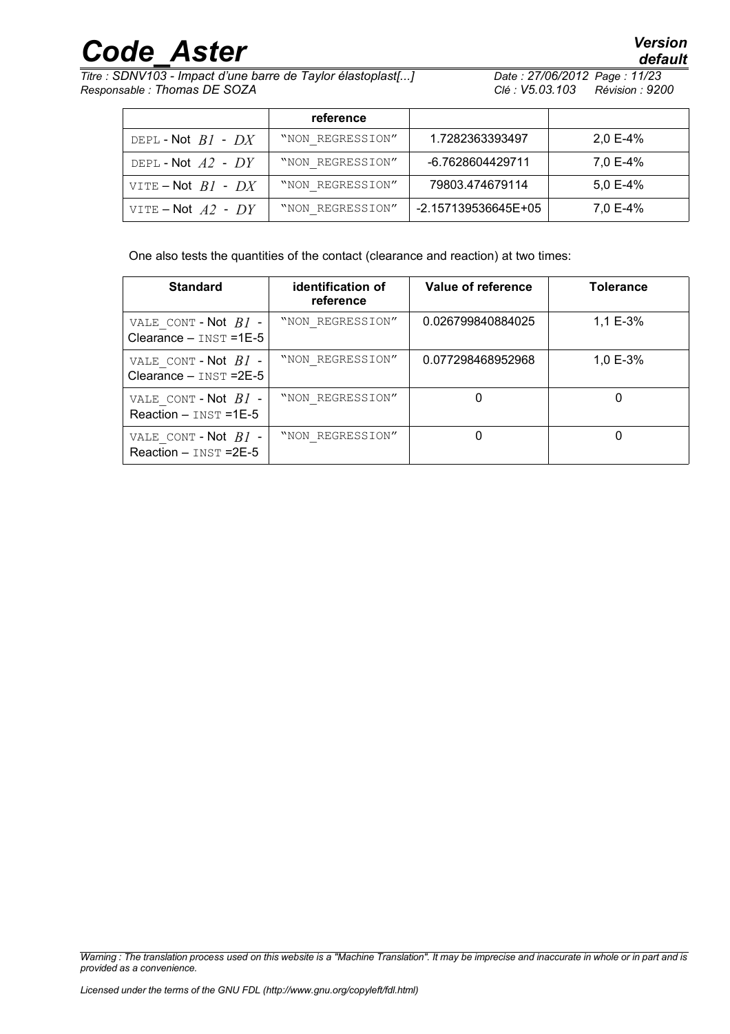| | reference | | |
|---|---|---|---|
| DEPL - Not $B1$ - $DX$ | "NON_REGRESSION" | 1.7282363393497 | 2,0 E-4% |
| DEPL - Not $A2$ - $DY$ | "NON_REGRESSION" | -6.7628604429711 | 7,0 E-4% |
| VITE – Not $B1$ - $DX$ | "NON_REGRESSION" | 79803.474679114 | 5,0 E-4% |
| VITE – Not $A2$ - $DY$ | "NON_REGRESSION" | -2.157139536645E+05 | 7,0 E-4% |

One also tests the quantities of the contact (clearance and reaction) at two times:

| Standard | identification of reference | Value of reference | Tolerance |
|---|---|---|---|
| VALE_CONT - Not $B1$ - Clearance – INST =1E-5 | "NON_REGRESSION" | 0.026799840884025 | 1,1 E-3% |
| VALE_CONT - Not $B1$ - Clearance – INST =2E-5 | "NON_REGRESSION" | 0.077298468952968 | 1,0 E-3% |
| VALE_CONT - Not $B1$ - Reaction – INST =1E-5 | "NON_REGRESSION" | 0 | 0 |
| VALE_CONT - Not $B1$ - Reaction – INST =2E-5 | "NON_REGRESSION" | 0 | 0 |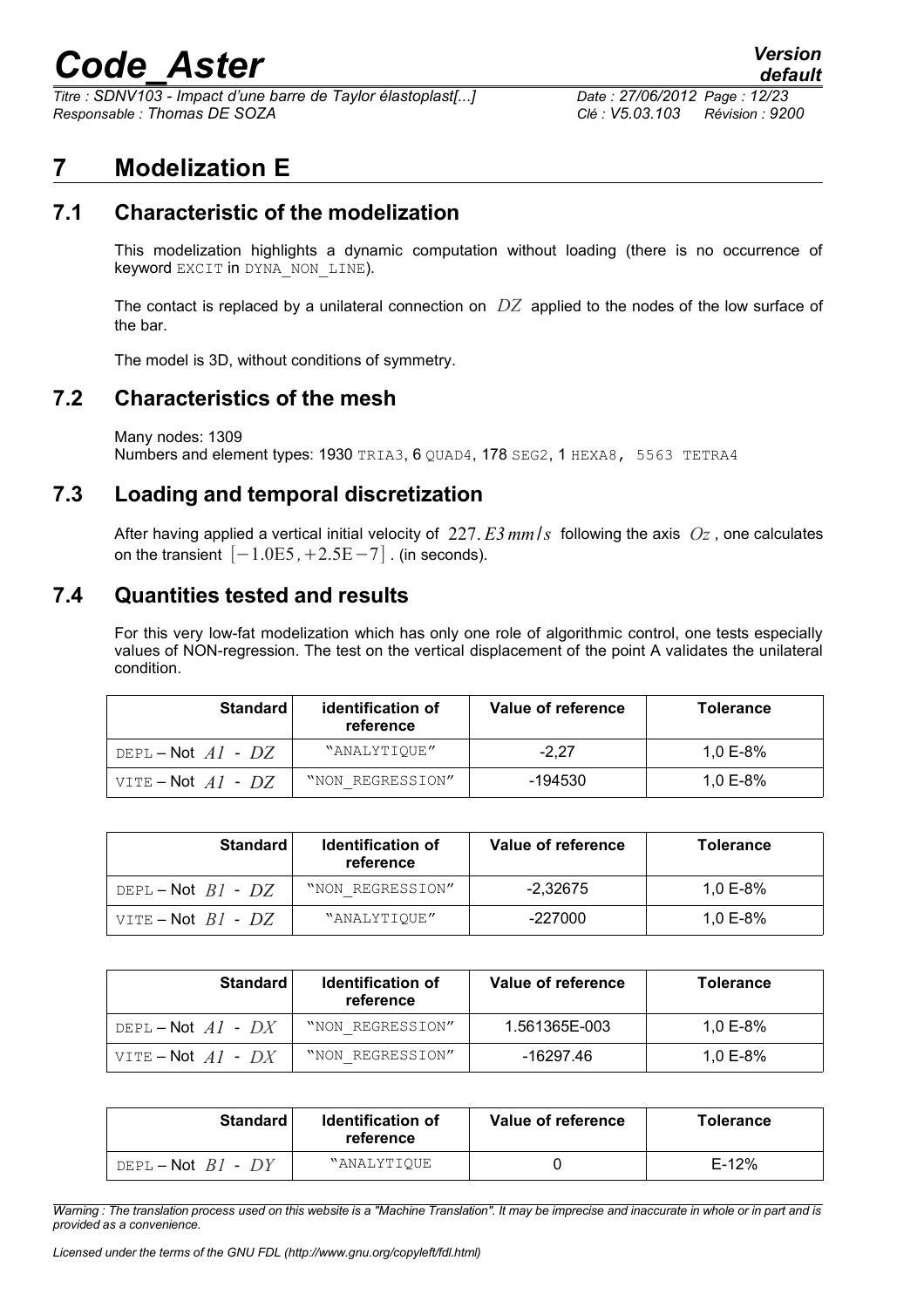# 7 Modelization E

## 7.1 Characteristic of the modelization

This modelization highlights a dynamic computation without loading (there is no occurrence of keyword EXCIT in DYNA_NON_LINE).

The contact is replaced by a unilateral connection on $DZ$ applied to the nodes of the low surface of the bar.

The model is 3D, without conditions of symmetry.

## 7.2 Characteristics of the mesh

Many nodes: 1309
Numbers and element types: 1930 TRIA3, 6 QUAD4, 178 SEG2, 1 HEXA8, 5563 TETRA4

## 7.3 Loading and temporal discretization

After having applied a vertical initial velocity of $227.E3\,mm/s$ following the axis $Oz$, one calculates on the transient $[-1.0\text{E}5, +2.5\text{E}-7]$. (in seconds).

## 7.4 Quantities tested and results

For this very low-fat modelization which has only one role of algorithmic control, one tests especially values of NON-regression. The test on the vertical displacement of the point A validates the unilateral condition.

| Standard | identification of reference | Value of reference | Tolerance |
|---|---|---|---|
| DEPL – Not $A1$ - $DZ$ | "ANALYTIQUE" | -2,27 | 1,0 E-8% |
| VITE – Not $A1$ - $DZ$ | "NON_REGRESSION" | -194530 | 1,0 E-8% |

| Standard | Identification of reference | Value of reference | Tolerance |
|---|---|---|---|
| DEPL – Not $B1$ - $DZ$ | "NON_REGRESSION" | -2,32675 | 1,0 E-8% |
| VITE – Not $B1$ - $DZ$ | "ANALYTIQUE" | -227000 | 1,0 E-8% |

| Standard | Identification of reference | Value of reference | Tolerance |
|---|---|---|---|
| DEPL – Not $A1$ - $DX$ | "NON_REGRESSION" | 1.561365E-003 | 1,0 E-8% |
| VITE – Not $A1$ - $DX$ | "NON_REGRESSION" | -16297.46 | 1,0 E-8% |

| Standard | Identification of reference | Value of reference | Tolerance |
|---|---|---|---|
| DEPL – Not $B1$ - $DY$ | "ANALYTIQUE | 0 | E-12% |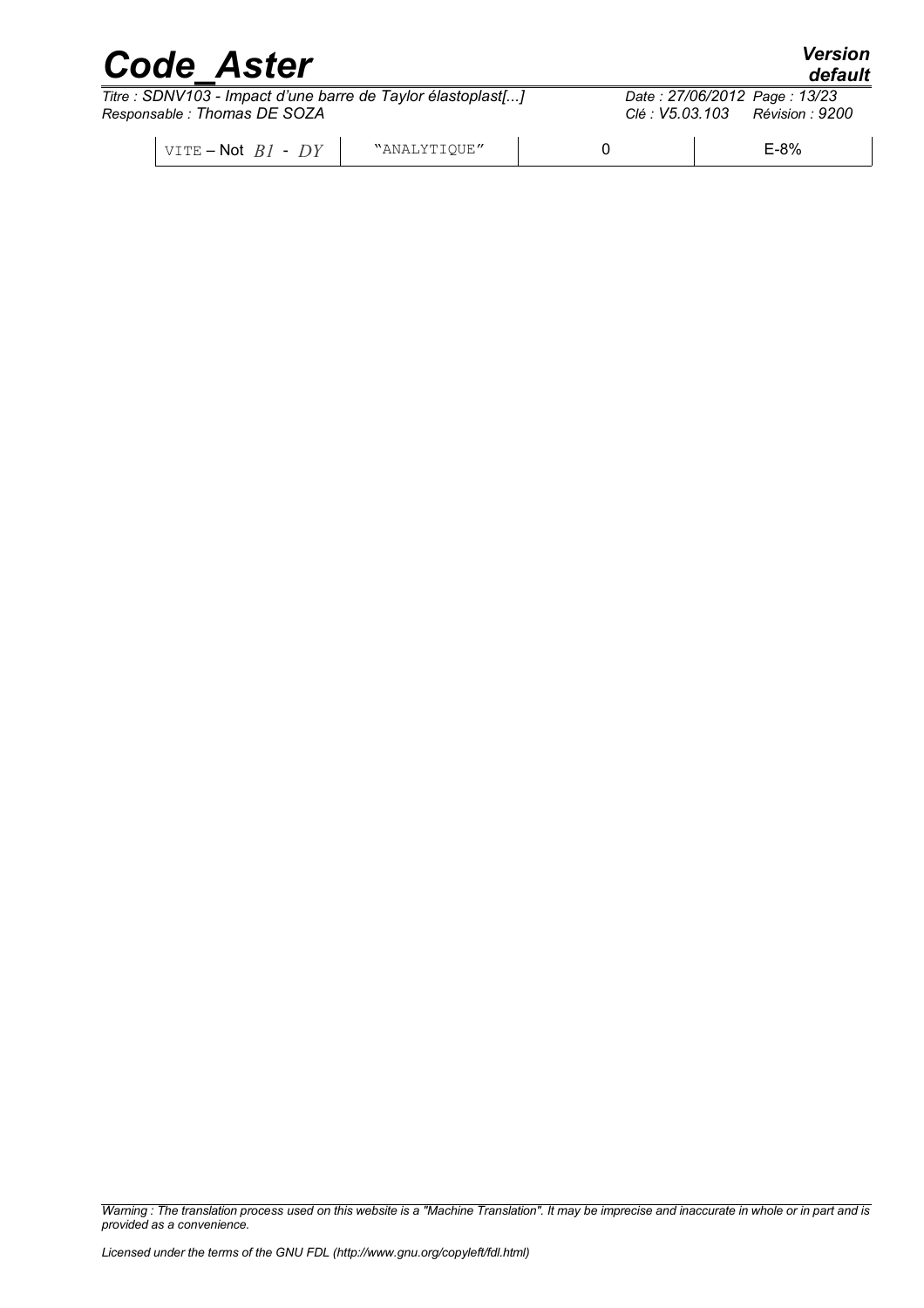| VITE – Not $B1$ - $DY$ | "ANALYTIQUE" | 0 | E-8% |
|---|---|---|---|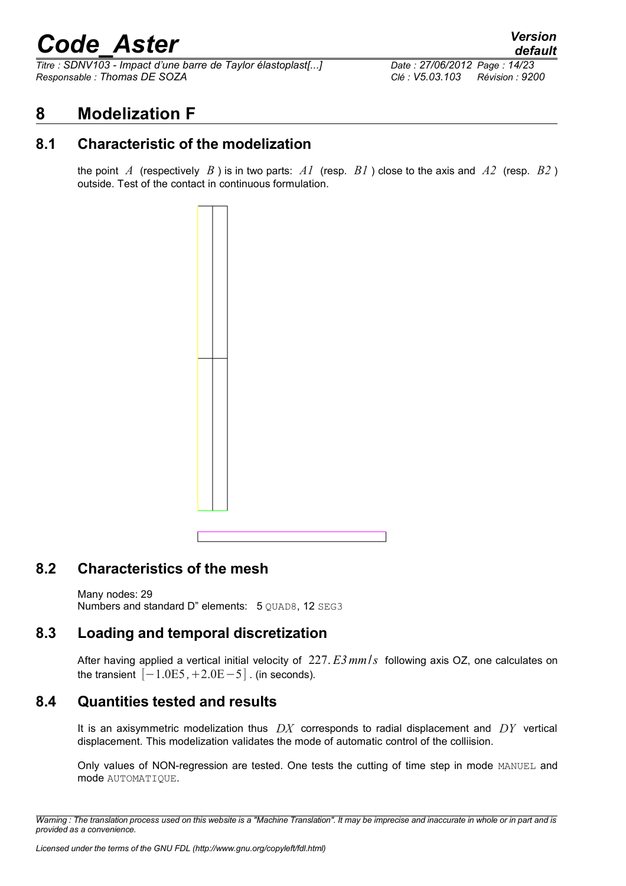# 8 Modelization F

## 8.1 Characteristic of the modelization

the point $A$ (respectively $B$) is in two parts: $A1$ (resp. $B1$) close to the axis and $A2$ (resp. $B2$) outside. Test of the contact in continuous formulation.

## 8.2 Characteristics of the mesh

Many nodes: 29
Numbers and standard D" elements: 5 QUAD8, 12 SEG3

## 8.3 Loading and temporal discretization

After having applied a vertical initial velocity of $227.E3\,mm/s$ following axis OZ, one calculates on the transient $[-1.0\mathrm{E}5, +2.0\mathrm{E}-5]$. (in seconds).

## 8.4 Quantities tested and results

It is an axisymmetric modelization thus $DX$ corresponds to radial displacement and $DY$ vertical displacement. This modelization validates the mode of automatic control of the colliision.

Only values of NON-regression are tested. One tests the cutting of time step in mode MANUEL and mode AUTOMATIQUE.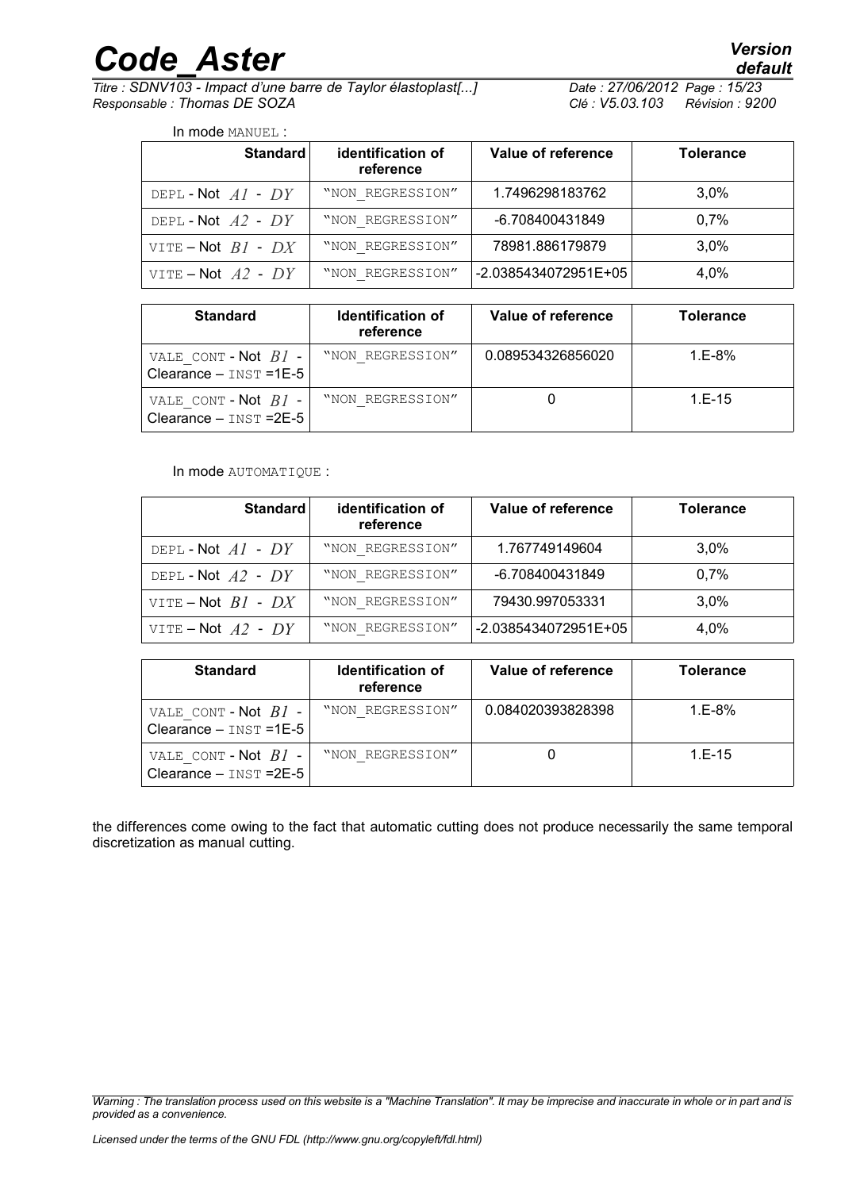In mode MANUEL :

| Standard | identification of reference | Value of reference | Tolerance |
|---|---|---|---|
| DEPL - Not $A1$ - $DY$ | "NON_REGRESSION" | 1.7496298183762 | 3,0% |
| DEPL - Not $A2$ - $DY$ | "NON_REGRESSION" | -6.708400431849 | 0,7% |
| VITE – Not $B1$ - $DX$ | "NON_REGRESSION" | 78981.886179879 | 3,0% |
| VITE – Not $A2$ - $DY$ | "NON_REGRESSION" | -2.0385434072951E+05 | 4,0% |

| Standard | Identification of reference | Value of reference | Tolerance |
|---|---|---|---|
| VALE_CONT - Not $B1$ - Clearance – INST =1E-5 | "NON_REGRESSION" | 0.089534326856020 | 1.E-8% |
| VALE_CONT - Not $B1$ - Clearance – INST =2E-5 | "NON_REGRESSION" | 0 | 1.E-15 |

In mode AUTOMATIQUE :

| Standard | identification of reference | Value of reference | Tolerance |
|---|---|---|---|
| DEPL - Not $A1$ - $DY$ | "NON_REGRESSION" | 1.767749149604 | 3,0% |
| DEPL - Not $A2$ - $DY$ | "NON_REGRESSION" | -6.708400431849 | 0,7% |
| VITE – Not $B1$ - $DX$ | "NON_REGRESSION" | 79430.997053331 | 3,0% |
| VITE – Not $A2$ - $DY$ | "NON_REGRESSION" | -2.0385434072951E+05 | 4,0% |

| Standard | Identification of reference | Value of reference | Tolerance |
|---|---|---|---|
| VALE_CONT - Not $B1$ - Clearance – INST =1E-5 | "NON_REGRESSION" | 0.084020393828398 | 1.E-8% |
| VALE_CONT - Not $B1$ - Clearance – INST =2E-5 | "NON_REGRESSION" | 0 | 1.E-15 |

the differences come owing to the fact that automatic cutting does not produce necessarily the same temporal discretization as manual cutting.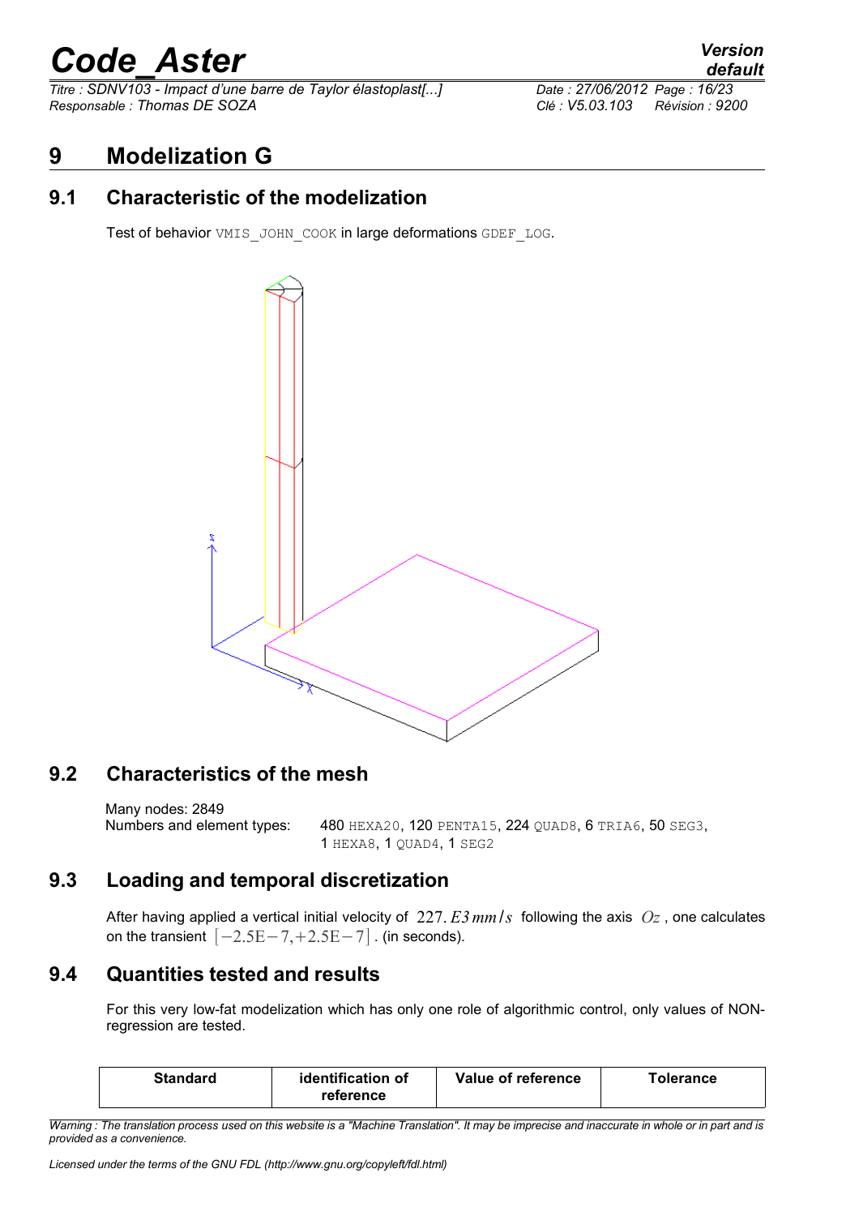# 9 Modelization G

## 9.1 Characteristic of the modelization

Test of behavior `VMIS_JOHN_COOK` in large deformations `GDEF_LOG`.

## 9.2 Characteristics of the mesh

Many nodes: 2849

Numbers and element types: 480 `HEXA20`, 120 `PENTA15`, 224 `QUAD8`, 6 `TRIA6`, 50 `SEG3`, 1 `HEXA8`, 1 `QUAD4`, 1 `SEG2`

## 9.3 Loading and temporal discretization

After having applied a vertical initial velocity of $227.E3\,mm/s$ following the axis $Oz$, one calculates on the transient $[-2.5\mathrm{E}-7,+2.5\mathrm{E}-7]$. (in seconds).

## 9.4 Quantities tested and results

For this very low-fat modelization which has only one role of algorithmic control, only values of NON-regression are tested.

| Standard | identification of reference | Value of reference | Tolerance |
|---|---|---|---|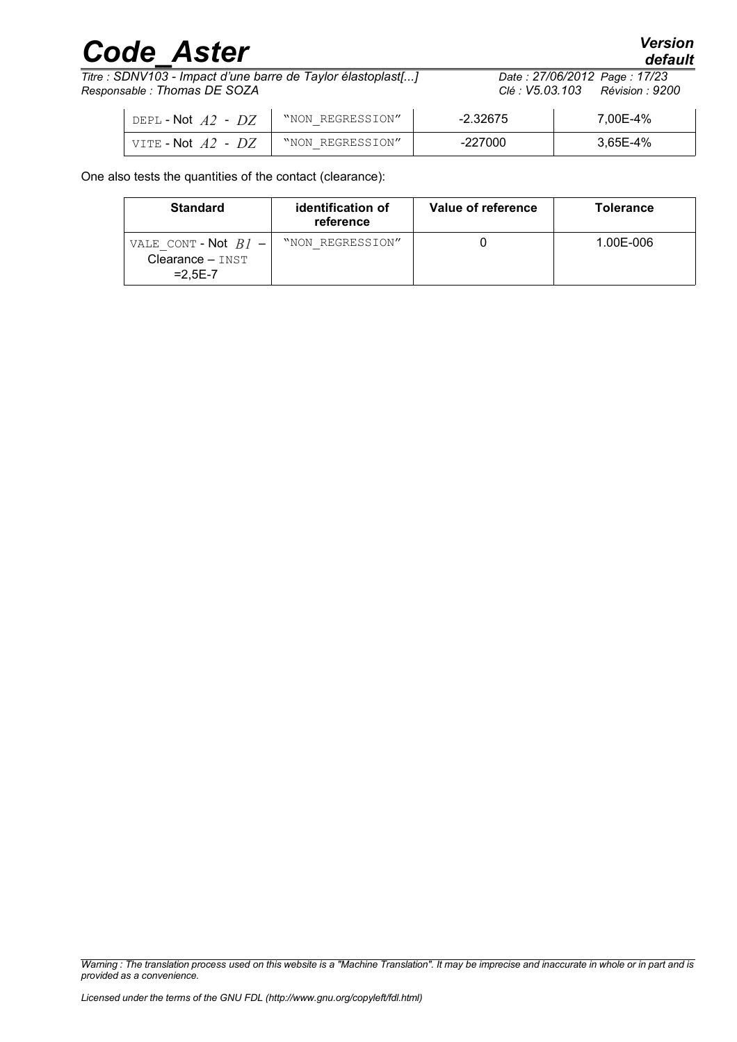| | | | |
|---|---|---|---|
| DEPL - Not $A2$ - $DZ$ | "NON_REGRESSION" | -2.32675 | 7,00E-4% |
| VITE - Not $A2$ - $DZ$ | "NON_REGRESSION" | -227000 | 3,65E-4% |

One also tests the quantities of the contact (clearance):

| Standard | identification of reference | Value of reference | Tolerance |
|---|---|---|---|
| VALE_CONT - Not $B1$ – Clearance – INST =2,5E-7 | "NON_REGRESSION" | 0 | 1.00E-006 |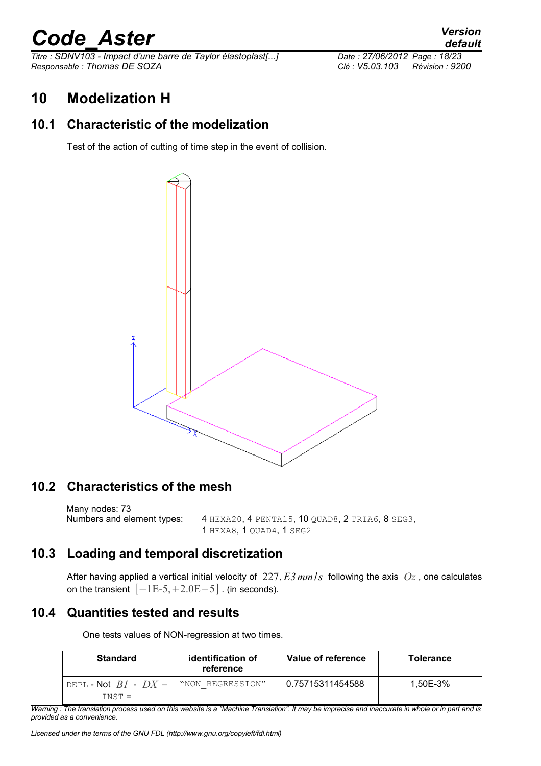# 10 Modelization H

## 10.1 Characteristic of the modelization

Test of the action of cutting of time step in the event of collision.

## 10.2 Characteristics of the mesh

Many nodes: 73

Numbers and element types: 4 HEXA20, 4 PENTA15, 10 QUAD8, 2 TRIA6, 8 SEG3, 1 HEXA8, 1 QUAD4, 1 SEG2

## 10.3 Loading and temporal discretization

After having applied a vertical initial velocity of $227.E3\,mm/s$ following the axis $Oz$, one calculates on the transient $[-1\text{E-}5, +2.0\text{E}-5]$. (in seconds).

## 10.4 Quantities tested and results

One tests values of NON-regression at two times.

| Standard | identification of reference | Value of reference | Tolerance |
|---|---|---|---|
| DEPL - Not $B1$ - $DX$ – INST = | "NON_REGRESSION" | 0.75715311454588 | 1,50E-3% |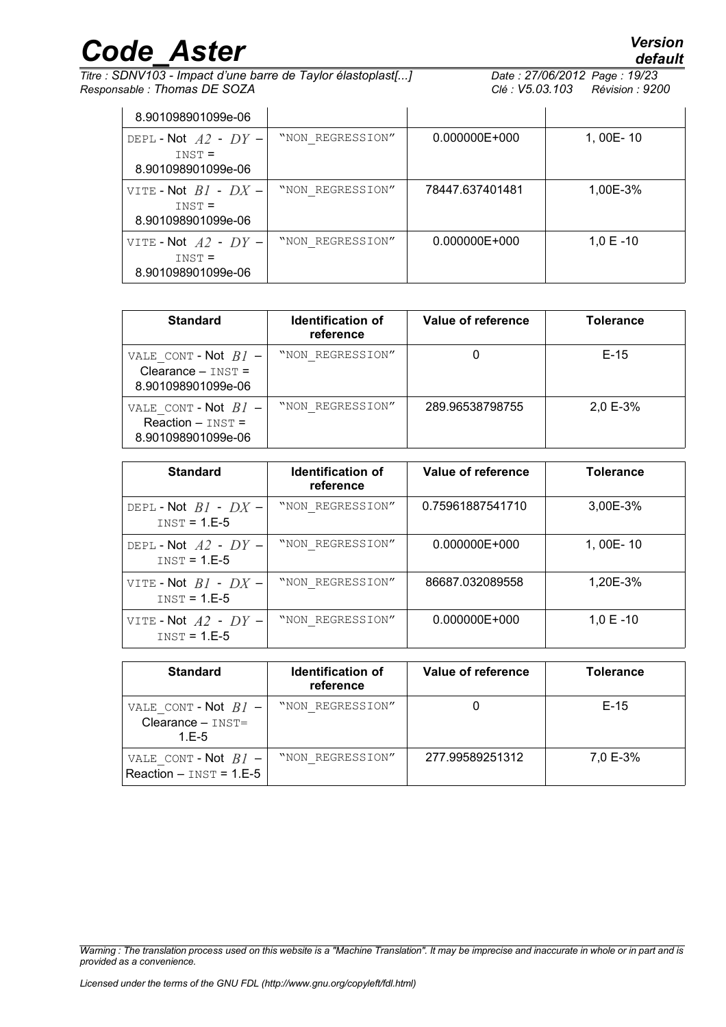| | | | |
|---|---|---|---|
| 8.901098901099e-06 | | | |
| DEPL - Not $A2$ - $DY$ – INST = 8.901098901099e-06 | "NON_REGRESSION" | 0.000000E+000 | 1, 00E- 10 |
| VITE - Not $B1$ - $DX$ – INST = 8.901098901099e-06 | "NON_REGRESSION" | 78447.637401481 | 1,00E-3% |
| VITE - Not $A2$ - $DY$ – INST = 8.901098901099e-06 | "NON_REGRESSION" | 0.000000E+000 | 1,0 E -10 |

| Standard | Identification of reference | Value of reference | Tolerance |
|---|---|---|---|
| VALE_CONT - Not $B1$ – Clearance – INST = 8.901098901099e-06 | "NON_REGRESSION" | 0 | E-15 |
| VALE_CONT - Not $B1$ – Reaction – INST = 8.901098901099e-06 | "NON_REGRESSION" | 289.96538798755 | 2,0 E-3% |

| Standard | Identification of reference | Value of reference | Tolerance |
|---|---|---|---|
| DEPL - Not $B1$ - $DX$ – INST = 1.E-5 | "NON_REGRESSION" | 0.75961887541710 | 3,00E-3% |
| DEPL - Not $A2$ - $DY$ – INST = 1.E-5 | "NON_REGRESSION" | 0.000000E+000 | 1, 00E- 10 |
| VITE - Not $B1$ - $DX$ – INST = 1.E-5 | "NON_REGRESSION" | 86687.032089558 | 1,20E-3% |
| VITE - Not $A2$ - $DY$ – INST = 1.E-5 | "NON_REGRESSION" | 0.000000E+000 | 1,0 E -10 |

| Standard | Identification of reference | Value of reference | Tolerance |
|---|---|---|---|
| VALE_CONT - Not $B1$ – Clearance – INST= 1.E-5 | "NON_REGRESSION" | 0 | E-15 |
| VALE_CONT - Not $B1$ – Reaction – INST = 1.E-5 | "NON_REGRESSION" | 277.99589251312 | 7,0 E-3% |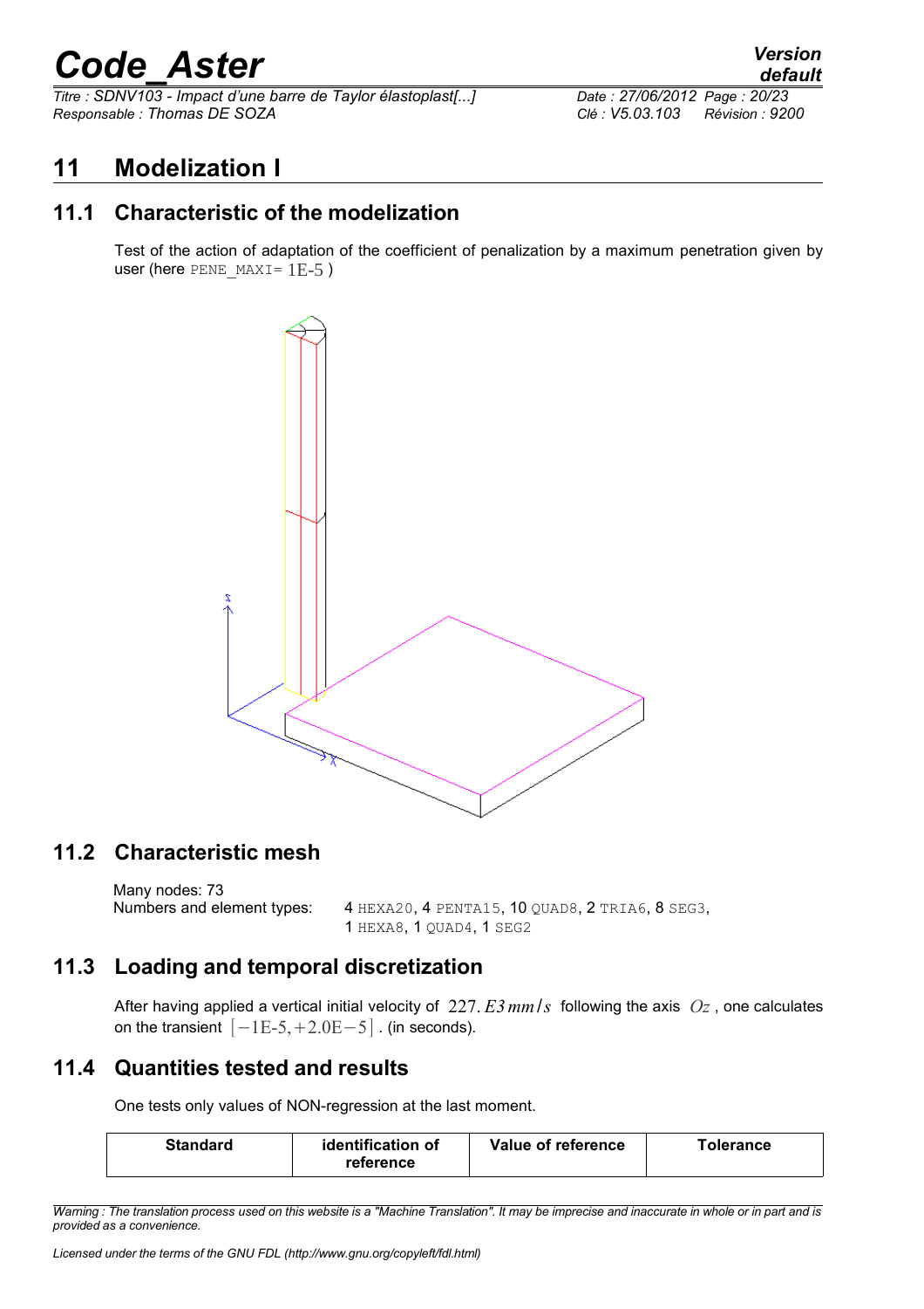# 11 Modelization I

## 11.1 Characteristic of the modelization

Test of the action of adaptation of the coefficient of penalization by a maximum penetration given by user (here PENE_MAXI= $1\text{E-}5$ )

## 11.2 Characteristic mesh

Many nodes: 73
Numbers and element types: 4 HEXA20, 4 PENTA15, 10 QUAD8, 2 TRIA6, 8 SEG3, 1 HEXA8, 1 QUAD4, 1 SEG2

## 11.3 Loading and temporal discretization

After having applied a vertical initial velocity of $227.E3\,mm/s$ following the axis $Oz$ , one calculates on the transient $[-1\text{E-}5,+2.0\text{E}-5]$ . (in seconds).

## 11.4 Quantities tested and results

One tests only values of NON-regression at the last moment.

| Standard | identification of reference | Value of reference | Tolerance |
|---|---|---|---|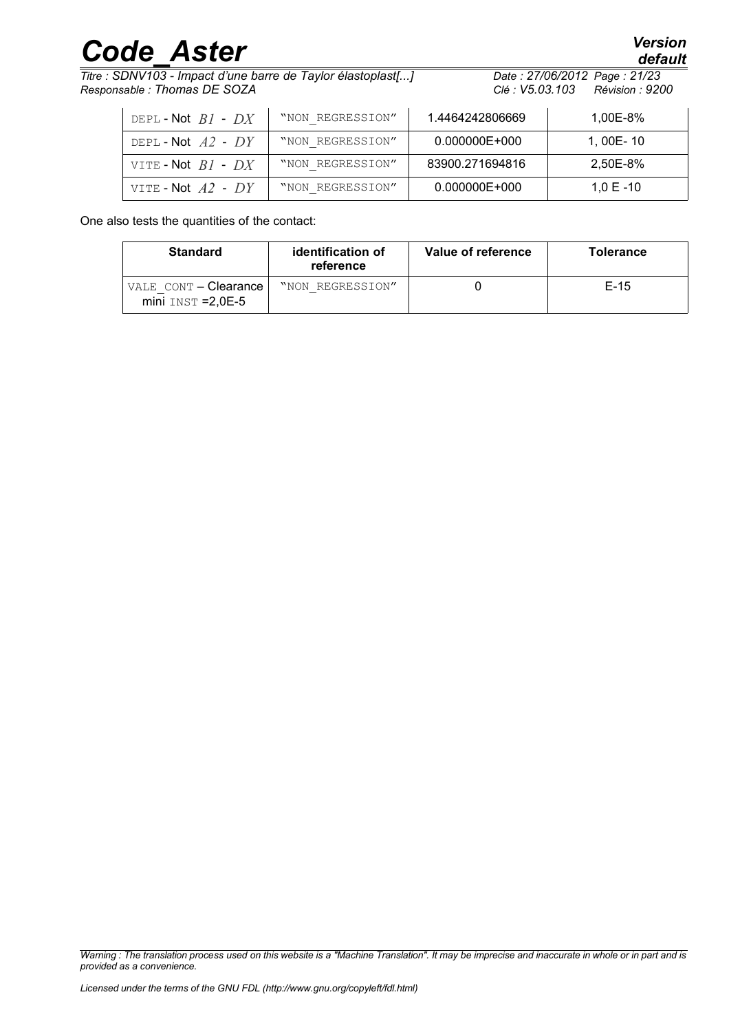| | | | |
|---|---|---|---|
| DEPL - Not $B1$ - $DX$ | "NON_REGRESSION" | 1.4464242806669 | 1,00E-8% |
| DEPL - Not $A2$ - $DY$ | "NON_REGRESSION" | 0.000000E+000 | 1, 00E- 10 |
| VITE - Not $B1$ - $DX$ | "NON_REGRESSION" | 83900.271694816 | 2,50E-8% |
| VITE - Not $A2$ - $DY$ | "NON_REGRESSION" | 0.000000E+000 | 1,0 E -10 |

One also tests the quantities of the contact:

| Standard | identification of reference | Value of reference | Tolerance |
|---|---|---|---|
| VALE_CONT – Clearance mini INST =2,0E-5 | "NON_REGRESSION" | 0 | E-15 |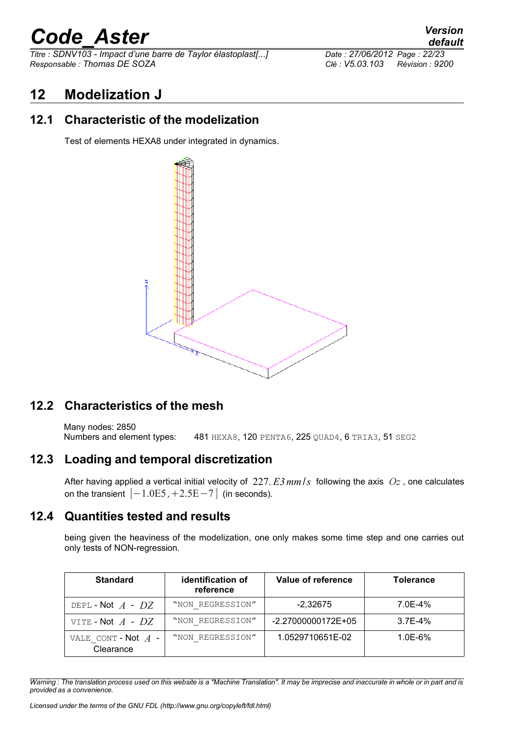# 12 Modelization J

## 12.1 Characteristic of the modelization

Test of elements HEXA8 under integrated in dynamics.

## 12.2 Characteristics of the mesh

Many nodes: 2850
Numbers and element types: 481 HEXA8, 120 PENTA6, 225 QUAD4, 6 TRIA3, 51 SEG2

## 12.3 Loading and temporal discretization

After having applied a vertical initial velocity of $227.E3\,mm/s$ following the axis $Oz$, one calculates on the transient $[-1.0E5, +2.5E-7]$ (in seconds).

## 12.4 Quantities tested and results

being given the heaviness of the modelization, one only makes some time step and one carries out only tests of NON-regression.

| Standard | identification of reference | Value of reference | Tolerance |
|---|---|---|---|
| DEPL - Not $A$ - $DZ$ | "NON_REGRESSION" | -2,32675 | 7.0E-4% |
| VITE - Not $A$ - $DZ$ | "NON_REGRESSION" | -2.27000000172E+05 | 3.7E-4% |
| VALE_CONT - Not $A$ - Clearance | "NON_REGRESSION" | 1.0529710651E-02 | 1.0E-6% |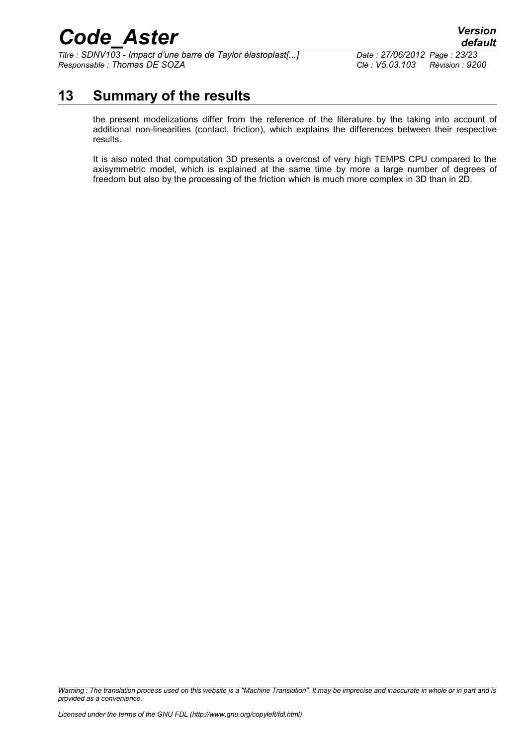## 13 Summary of the results

the present modelizations differ from the reference of the literature by the taking into account of additional non-linearities (contact, friction), which explains the differences between their respective results.

It is also noted that computation 3D presents a overcost of very high TEMPS CPU compared to the axisymmetric model, which is explained at the same time by more a large number of degrees of freedom but also by the processing of the friction which is much more complex in 3D than in 2D.